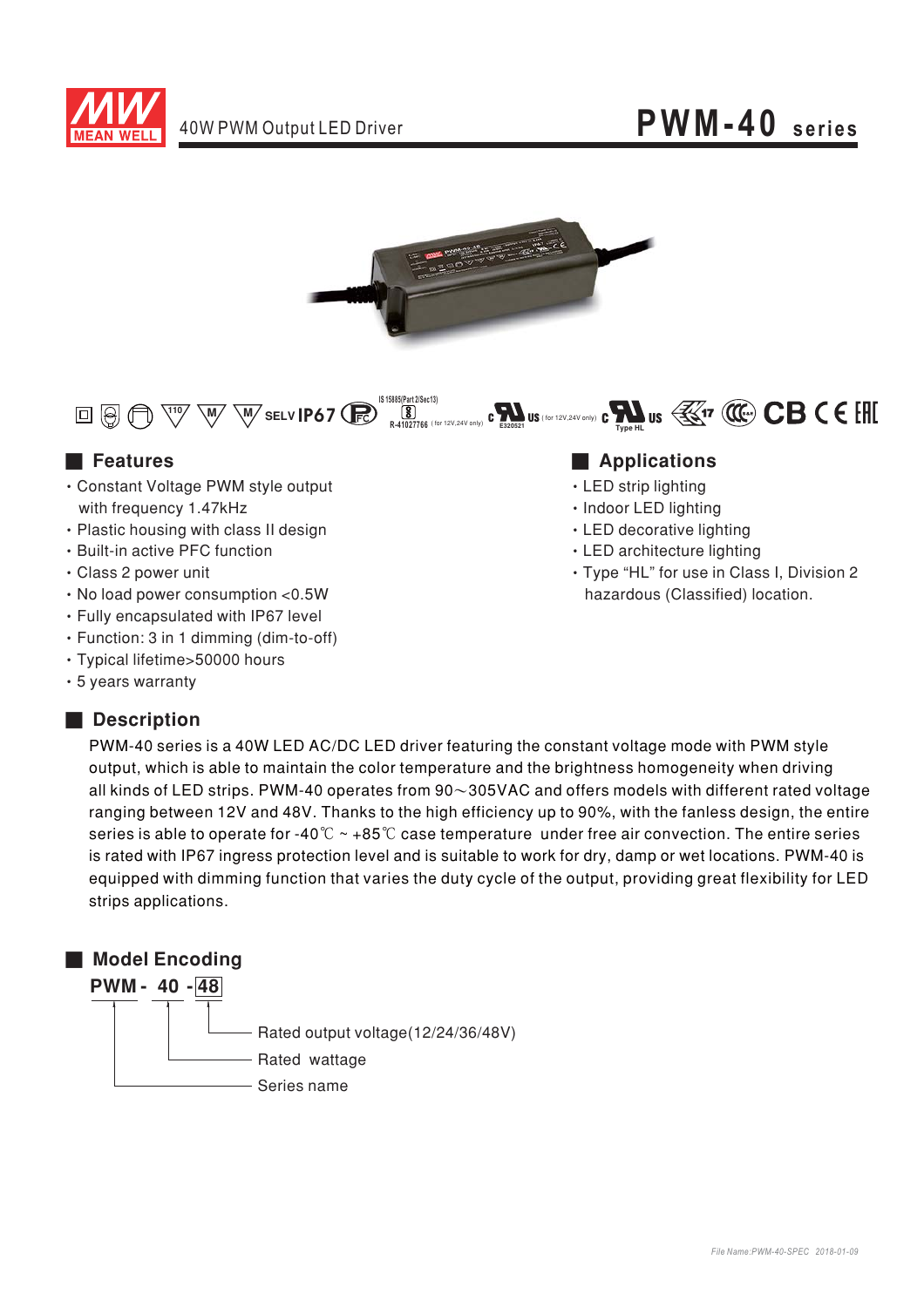# 40W PWM Output LED Driver

# PWM-40 series

SELV IP67

IS 15885(Part 2/Sec13) R-41027766 (for 12V,24V only)

E320521 (for 12V,24V only)

Type HL

## Features

- Constant Voltage PWM style output with frequency 1.47kHz
- Plastic housing with class II design
- Built-in active PFC function
- Class 2 power unit
- No load power consumption <0.5W
- Fully encapsulated with IP67 level
- Function: 3 in 1 dimming (dim-to-off)
- Typical lifetime>50000 hours
- 5 years warranty

## Applications

- LED strip lighting
- Indoor LED lighting
- LED decorative lighting
- LED architecture lighting
- Type "HL" for use in Class I, Division 2 hazardous (Classified) location.

## Description

PWM-40 series is a 40W LED AC/DC LED driver featuring the constant voltage mode with PWM style output, which is able to maintain the color temperature and the brightness homogeneity when driving all kinds of LED strips. PWM-40 operates from 90～305VAC and offers models with different rated voltage ranging between 12V and 48V. Thanks to the high efficiency up to 90%, with the fanless design, the entire series is able to operate for -40℃ ~ +85℃ case temperature under free air convection. The entire series is rated with IP67 ingress protection level and is suitable to work for dry, damp or wet locations. PWM-40 is equipped with dimming function that varies the duty cycle of the output, providing great flexibility for LED strips applications.

## Model Encoding

**PWM - 40 - 48**

- 48: Rated output voltage(12/24/36/48V)
- 40: Rated wattage
- PWM: Series name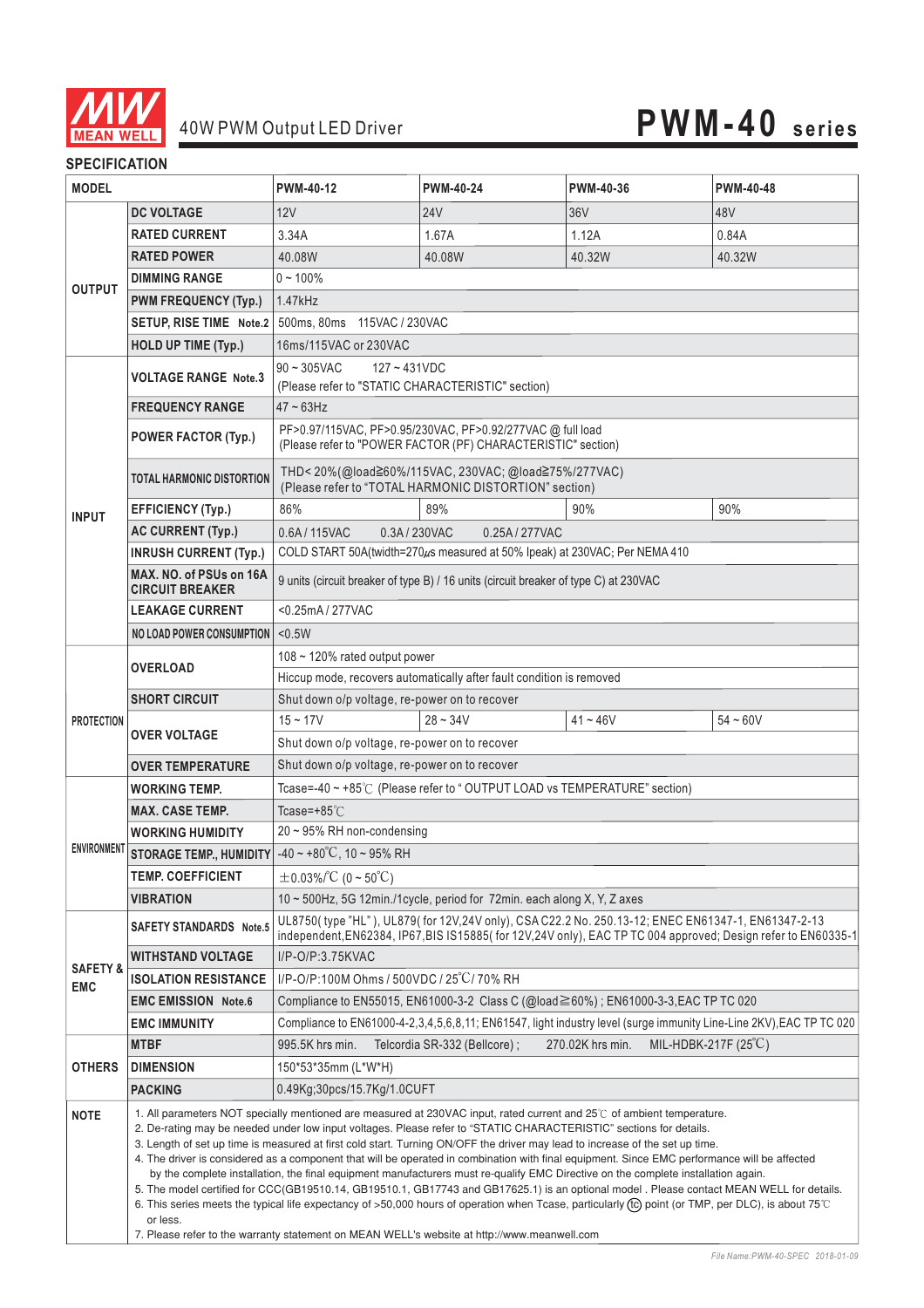# 40W PWM Output LED Driver — PWM-40 series

## SPECIFICATION

| MODEL | | PWM-40-12 | PWM-40-24 | PWM-40-36 | PWM-40-48 |
|---|---|---|---|---|---|
| OUTPUT | DC VOLTAGE | 12V | 24V | 36V | 48V |
| | RATED CURRENT | 3.34A | 1.67A | 1.12A | 0.84A |
| | RATED POWER | 40.08W | 40.08W | 40.32W | 40.32W |
| | DIMMING RANGE | 0 ~ 100% | | | |
| | PWM FREQUENCY (Typ.) | 1.47kHz | | | |
| | SETUP, RISE TIME Note.2 | 500ms, 80ms 115VAC / 230VAC | | | |
| | HOLD UP TIME (Typ.) | 16ms/115VAC or 230VAC | | | |
| INPUT | VOLTAGE RANGE Note.3 | 90 ~ 305VAC 127 ~ 431VDC (Please refer to "STATIC CHARACTERISTIC" section) | | | |
| | FREQUENCY RANGE | 47 ~ 63Hz | | | |
| | POWER FACTOR (Typ.) | PF>0.97/115VAC, PF>0.95/230VAC, PF>0.92/277VAC @ full load (Please refer to "POWER FACTOR (PF) CHARACTERISTIC" section) | | | |
| | TOTAL HARMONIC DISTORTION | THD< 20%(@load≧60%/115VAC, 230VAC; @load≧75%/277VAC) (Please refer to "TOTAL HARMONIC DISTORTION" section) | | | |
| | EFFICIENCY (Typ.) | 86% | 89% | 90% | 90% |
| | AC CURRENT (Typ.) | 0.6A / 115VAC 0.3A / 230VAC 0.25A / 277VAC | | | |
| | INRUSH CURRENT (Typ.) | COLD START 50A(twidth=270μs measured at 50% Ipeak) at 230VAC; Per NEMA 410 | | | |
| | MAX. NO. of PSUs on 16A CIRCUIT BREAKER | 9 units (circuit breaker of type B) / 16 units (circuit breaker of type C) at 230VAC | | | |
| | LEAKAGE CURRENT | <0.25mA / 277VAC | | | |
| | NO LOAD POWER CONSUMPTION | <0.5W | | | |
| PROTECTION | OVERLOAD | 108 ~ 120% rated output power | | | |
| | | Hiccup mode, recovers automatically after fault condition is removed | | | |
| | SHORT CIRCUIT | Shut down o/p voltage, re-power on to recover | | | |
| | OVER VOLTAGE | 15 ~ 17V | 28 ~ 34V | 41 ~ 46V | 54 ~ 60V |
| | | Shut down o/p voltage, re-power on to recover | | | |
| | OVER TEMPERATURE | Shut down o/p voltage, re-power on to recover | | | |
| ENVIRONMENT | WORKING TEMP. | Tcase=-40 ~ +85℃ (Please refer to " OUTPUT LOAD vs TEMPERATURE" section) | | | |
| | MAX. CASE TEMP. | Tcase=+85℃ | | | |
| | WORKING HUMIDITY | 20 ~ 95% RH non-condensing | | | |
| | STORAGE TEMP., HUMIDITY | -40 ~ +80℃, 10 ~ 95% RH | | | |
| | TEMP. COEFFICIENT | ±0.03%/℃ (0 ~ 50℃) | | | |
| | VIBRATION | 10 ~ 500Hz, 5G 12min./1cycle, period for 72min. each along X, Y, Z axes | | | |
| SAFETY & EMC | SAFETY STANDARDS Note.5 | UL8750( type "HL" ), UL879( for 12V,24V only), CSA C22.2 No. 250.13-12; ENEC EN61347-1, EN61347-2-13 independent,EN62384, IP67,BIS IS15885( for 12V,24V only), EAC TP TC 004 approved; Design refer to EN60335-1 | | | |
| | WITHSTAND VOLTAGE | I/P-O/P:3.75KVAC | | | |
| | ISOLATION RESISTANCE | I/P-O/P:100M Ohms / 500VDC / 25℃/ 70% RH | | | |
| | EMC EMISSION Note.6 | Compliance to EN55015, EN61000-3-2 Class C (@load≧60%) ; EN61000-3-3,EAC TP TC 020 | | | |
| | EMC IMMUNITY | Compliance to EN61000-4-2,3,4,5,6,8,11; EN61547, light industry level (surge immunity Line-Line 2KV),EAC TP TC 020 | | | |
| OTHERS | MTBF | 995.5K hrs min. Telcordia SR-332 (Bellcore) ; 270.02K hrs min. MIL-HDBK-217F (25℃) | | | |
| | DIMENSION | 150*53*35mm (L*W*H) | | | |
| | PACKING | 0.49Kg;30pcs/15.7Kg/1.0CUFT | | | |

**NOTE**

1. All parameters NOT specially mentioned are measured at 230VAC input, rated current and 25℃ of ambient temperature.
2. De-rating may be needed under low input voltages. Please refer to "STATIC CHARACTERISTIC" sections for details.
3. Length of set up time is measured at first cold start. Turning ON/OFF the driver may lead to increase of the set up time.
4. The driver is considered as a component that will be operated in combination with final equipment. Since EMC performance will be affected by the complete installation, the final equipment manufacturers must re-qualify EMC Directive on the complete installation again.
5. The model certified for CCC(GB19510.14, GB19510.1, GB17743 and GB17625.1) is an optional model . Please contact MEAN WELL for details.
6. This series meets the typical life expectancy of >50,000 hours of operation when Tcase, particularly (tc) point (or TMP, per DLC), is about 75℃ or less.
7. Please refer to the warranty statement on MEAN WELL's website at http://www.meanwell.com

*File Name:PWM-40-SPEC 2018-01-09*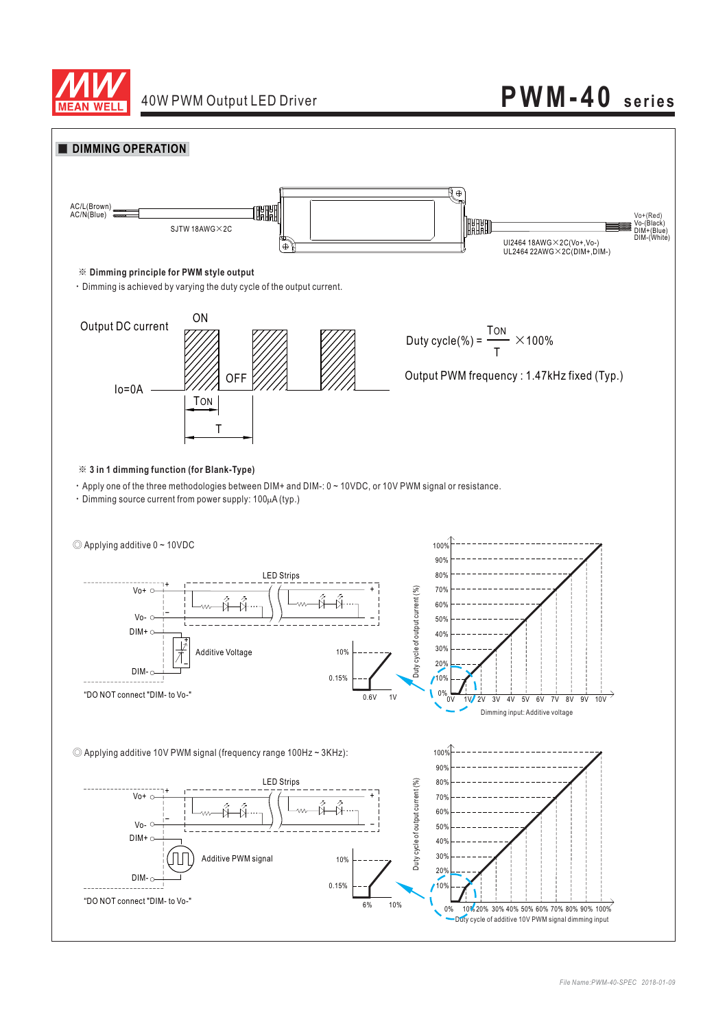## DIMMING OPERATION

AC/L(Brown)
AC/N(Blue)

SJTW 18AWG×2C

Vo+(Red)
Vo-(Black)
DIM+(Blue)
DIM-(White)

UI2464 18AWG×2C(Vo+,Vo-)
UL2464 22AWG×2C(DIM+,DIM-)

※ **Dimming principle for PWM style output**

- Dimming is achieved by varying the duty cycle of the output current.

Output DC current

ON

OFF

Io=0A

TON

T

$$\text{Duty cycle}(\%) = \frac{T_{ON}}{T} \times 100\%$$

Output PWM frequency : 1.47kHz fixed (Typ.)

※ **3 in 1 dimming function (for Blank-Type)**

- Apply one of the three methodologies between DIM+ and DIM-: 0 ~ 10VDC, or 10V PWM signal or resistance.
- Dimming source current from power supply: 100μA (typ.)

◎ Applying additive 0 ~ 10VDC

LED Strips

Vo+ Vo- DIM+ DIM-

Additive Voltage

"DO NOT connect "DIM- to Vo-"

10% 0.15% 0.6V 1V

Duty cycle of output current (%)

100% 90% 80% 70% 60% 50% 40% 30% 20% 10% 0%

0V 1V 2V 3V 4V 5V 6V 7V 8V 9V 10V

Dimming input: Additive voltage

◎ Applying additive 10V PWM signal (frequency range 100Hz ~ 3KHz):

LED Strips

Vo+ Vo- DIM+ DIM-

Additive PWM signal

"DO NOT connect "DIM- to Vo-"

10% 0.15% 6% 10%

Duty cycle of output current (%)

100% 90% 80% 70% 60% 50% 40% 30% 20% 10%

0% 10% 20% 30% 40% 50% 60% 70% 80% 90% 100%

Duty cycle of additive 10V PWM signal dimming input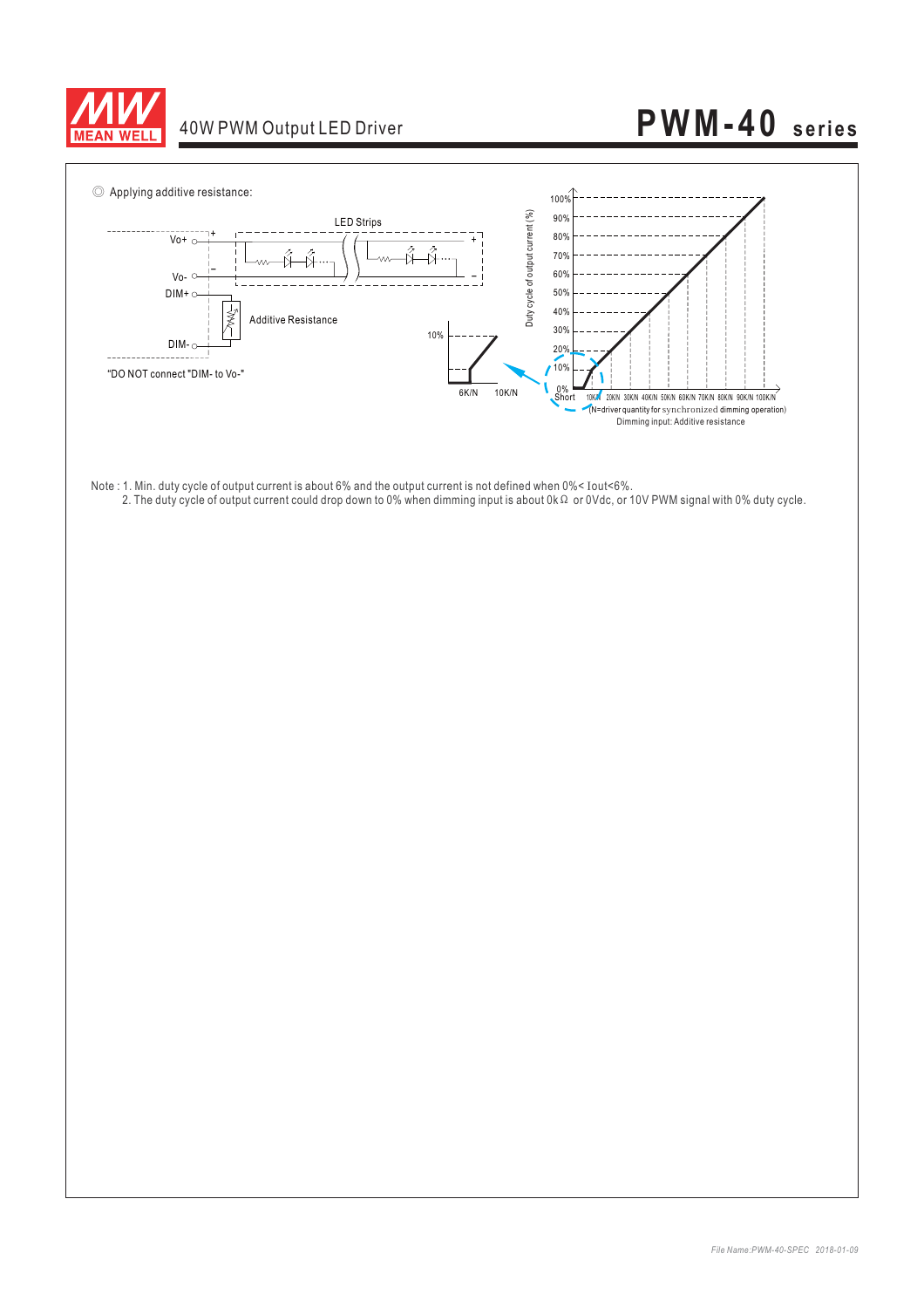◎ Applying additive resistance:

LED Strips

Vo+ +

Vo- −

DIM+

Additive Resistance

DIM-

"DO NOT connect "DIM- to Vo-"

10%

6K/N 10K/N

Duty cycle of output current (%)

100% 90% 80% 70% 60% 50% 40% 30% 20% 10% 0%

Short 10K/N 20K/N 30K/N 40K/N 50K/N 60K/N 70K/N 80K/N 90K/N 100K/N

(N=driver quantity for synchronized dimming operation)

Dimming input: Additive resistance

Note : 1. Min. duty cycle of output current is about 6% and the output current is not defined when 0%< Iout<6%.

2. The duty cycle of output current could drop down to 0% when dimming input is about 0kΩ or 0Vdc, or 10V PWM signal with 0% duty cycle.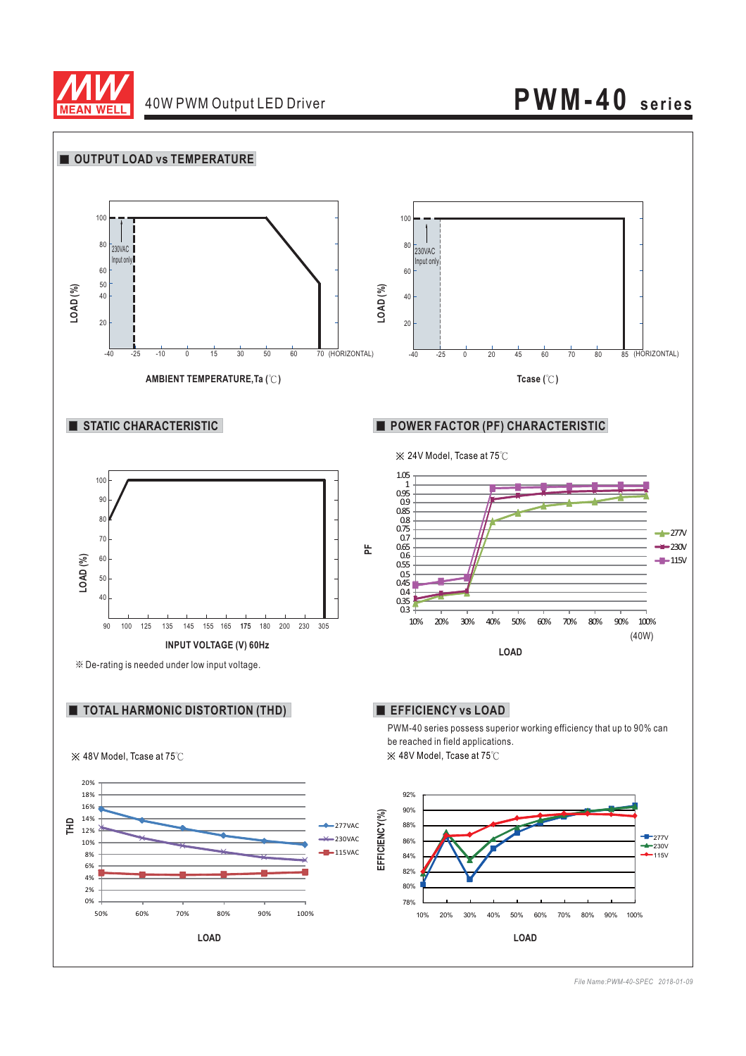# OUTPUT LOAD vs TEMPERATURE

LOAD (%)

100, 80, 60, 50, 40, 20

230VAC Input only

-40 -25 -10 0 15 30 50 60 70 (HORIZONTAL)

AMBIENT TEMPERATURE,Ta (℃)

LOAD (%)

100, 80, 60, 40, 20

230VAC Input only

-40 -25 0 20 45 60 70 80 85 (HORIZONTAL)

Tcase (℃)

# STATIC CHARACTERISTIC

LOAD (%)

100, 90, 80, 70, 60, 50, 40

90 100 125 135 145 155 165 175 180 200 230 305

INPUT VOLTAGE (V) 60Hz

※ De-rating is needed under low input voltage.

# POWER FACTOR (PF) CHARACTERISTIC

※ 24V Model, Tcase at 75℃

PF

277V, 230V, 115V

10% 20% 30% 40% 50% 60% 70% 80% 90% 100% (40W)

LOAD

# TOTAL HARMONIC DISTORTION (THD)

※ 48V Model, Tcase at 75℃

THD

277VAC, 230VAC, 115VAC

50% 60% 70% 80% 90% 100%

LOAD

# EFFICIENCY vs LOAD

PWM-40 series possess superior working efficiency that up to 90% can be reached in field applications.

※ 48V Model, Tcase at 75℃

EFFICIENCY(%)

277V, 230V, 115V

10% 20% 30% 40% 50% 60% 70% 80% 90% 100%

LOAD

File Name:PWM-40-SPEC 2018-01-09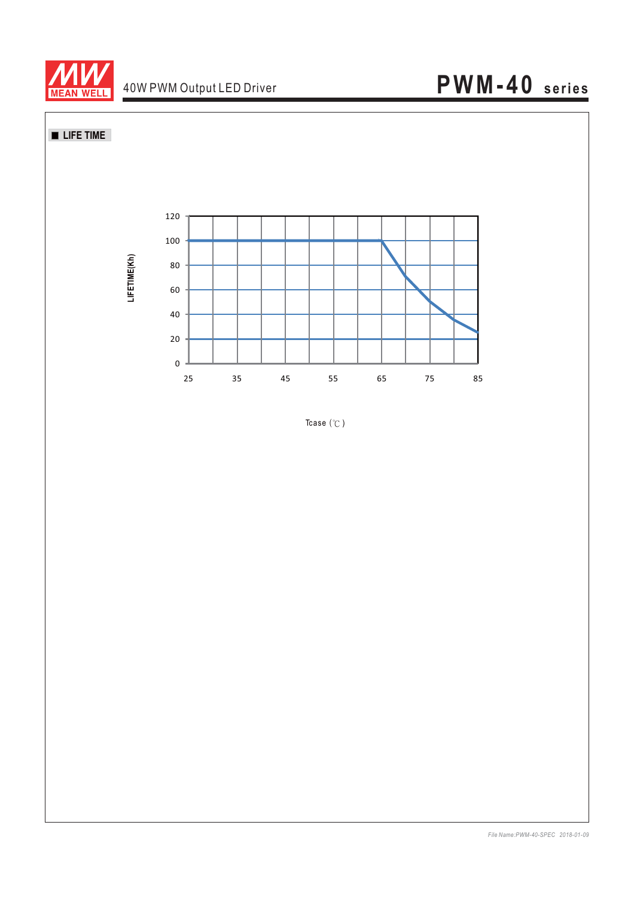## ■ LIFE TIME

LIFETIME(Kh)

120
100
80
60
40
20
0

25 35 45 55 65 75 85

Tcase (℃)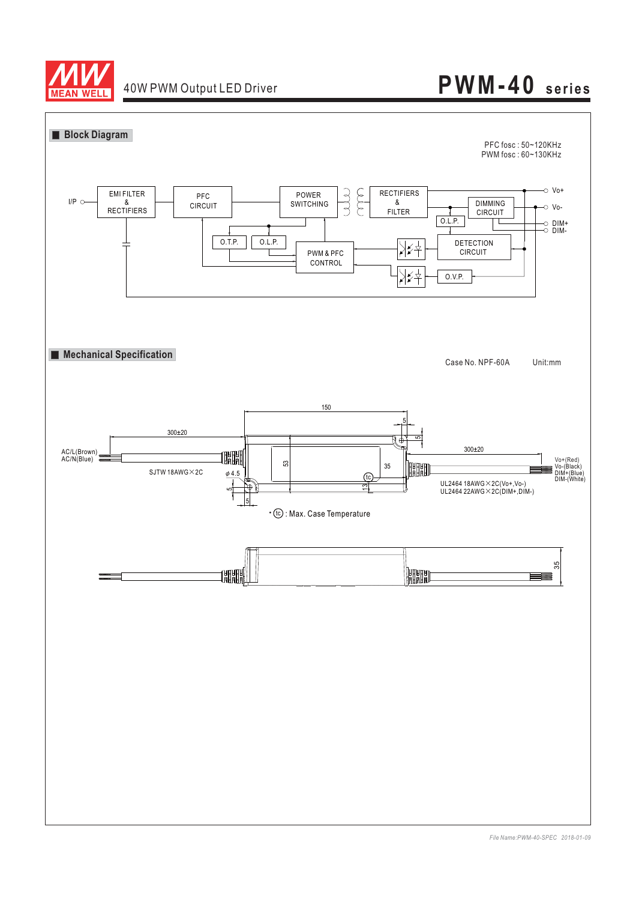## Block Diagram

PFC fosc : 50~120KHz
PWM fosc : 60~130KHz

I/P, EMI FILTER & RECTIFIERS, PFC CIRCUIT, POWER SWITCHING, RECTIFIERS & FILTER, DIMMING CIRCUIT, O.L.P., DETECTION CIRCUIT, O.V.P., O.T.P., O.L.P., PWM & PFC CONTROL, Vo+, Vo-, DIM+, DIM-

## Mechanical Specification

Case No. NPF-60A　　Unit:mm

150, 300±20, 5, 5, 300±20, 53, 35, 13, φ4.5, 5, 5, 35

AC/L(Brown)
AC/N(Blue)

SJTW 18AWG×2C

Vo+(Red)
Vo-(Black)
DIM+(Blue)
DIM-(White)

UL2464 18AWG×2C(Vo+,Vo-)
UL2464 22AWG×2C(DIM+,DIM-)

* (tc) : Max. Case Temperature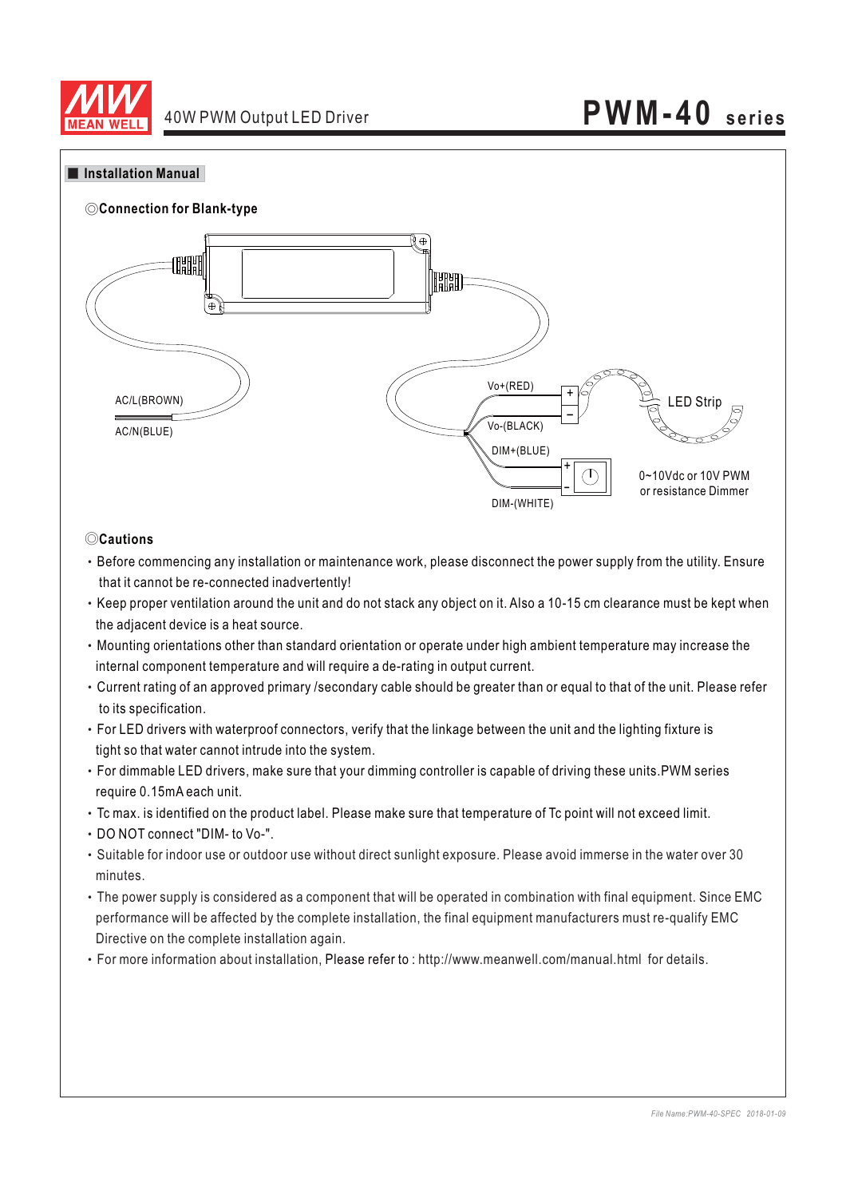## Installation Manual

◎**Connection for Blank-type**

AC/L(BROWN)

AC/N(BLUE)

Vo+(RED)

Vo-(BLACK)

DIM+(BLUE)

DIM-(WHITE)

LED Strip

0~10Vdc or 10V PWM or resistance Dimmer

◎**Cautions**

- Before commencing any installation or maintenance work, please disconnect the power supply from the utility. Ensure that it cannot be re-connected inadvertently!
- Keep proper ventilation around the unit and do not stack any object on it. Also a 10-15 cm clearance must be kept when the adjacent device is a heat source.
- Mounting orientations other than standard orientation or operate under high ambient temperature may increase the internal component temperature and will require a de-rating in output current.
- Current rating of an approved primary /secondary cable should be greater than or equal to that of the unit. Please refer to its specification.
- For LED drivers with waterproof connectors, verify that the linkage between the unit and the lighting fixture is tight so that water cannot intrude into the system.
- For dimmable LED drivers, make sure that your dimming controller is capable of driving these units.PWM series require 0.15mA each unit.
- Tc max. is identified on the product label. Please make sure that temperature of Tc point will not exceed limit.
- DO NOT connect "DIM- to Vo-".
- Suitable for indoor use or outdoor use without direct sunlight exposure. Please avoid immerse in the water over 30 minutes.
- The power supply is considered as a component that will be operated in combination with final equipment. Since EMC performance will be affected by the complete installation, the final equipment manufacturers must re-qualify EMC Directive on the complete installation again.
- For more information about installation, Please refer to : http://www.meanwell.com/manual.html for details.